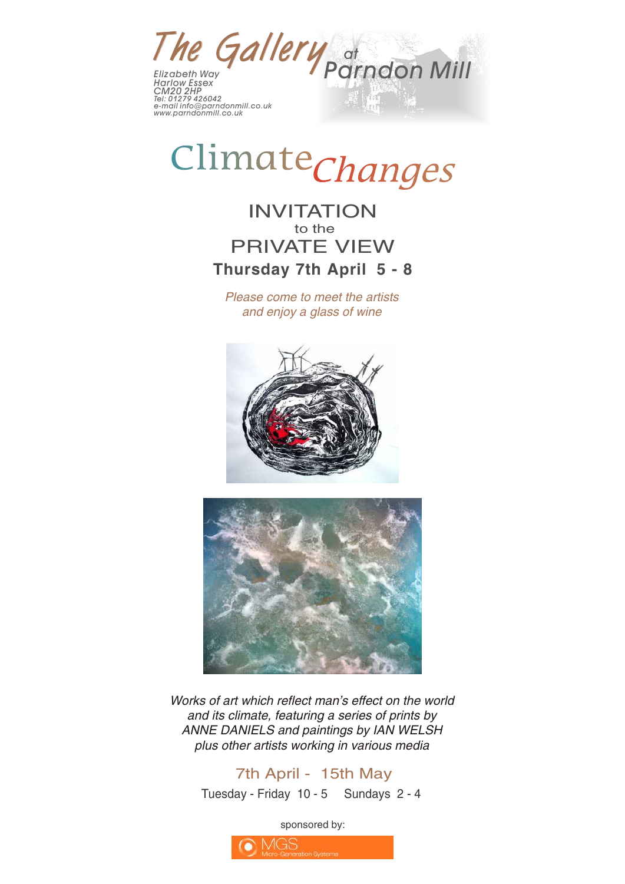# The Gallery at Parndon Mill

Elizabeth Way
Harlow Essex
CM20 2HP
Tel: 01279 426042
e-mail info@parndonmill.co.uk
www.parndonmill.co.uk

# Climate *Changes*

## INVITATION
to the
## PRIVATE VIEW

**Thursday 7th April 5 - 8**

*Please come to meet the artists*
*and enjoy a glass of wine*

*Works of art which reflect man's effect on the world and its climate, featuring a series of prints by ANNE DANIELS and paintings by IAN WELSH plus other artists working in various media*

7th April - 15th May

Tuesday - Friday 10 - 5 Sundays 2 - 4

sponsored by:

MGS
Micro-Generation Systems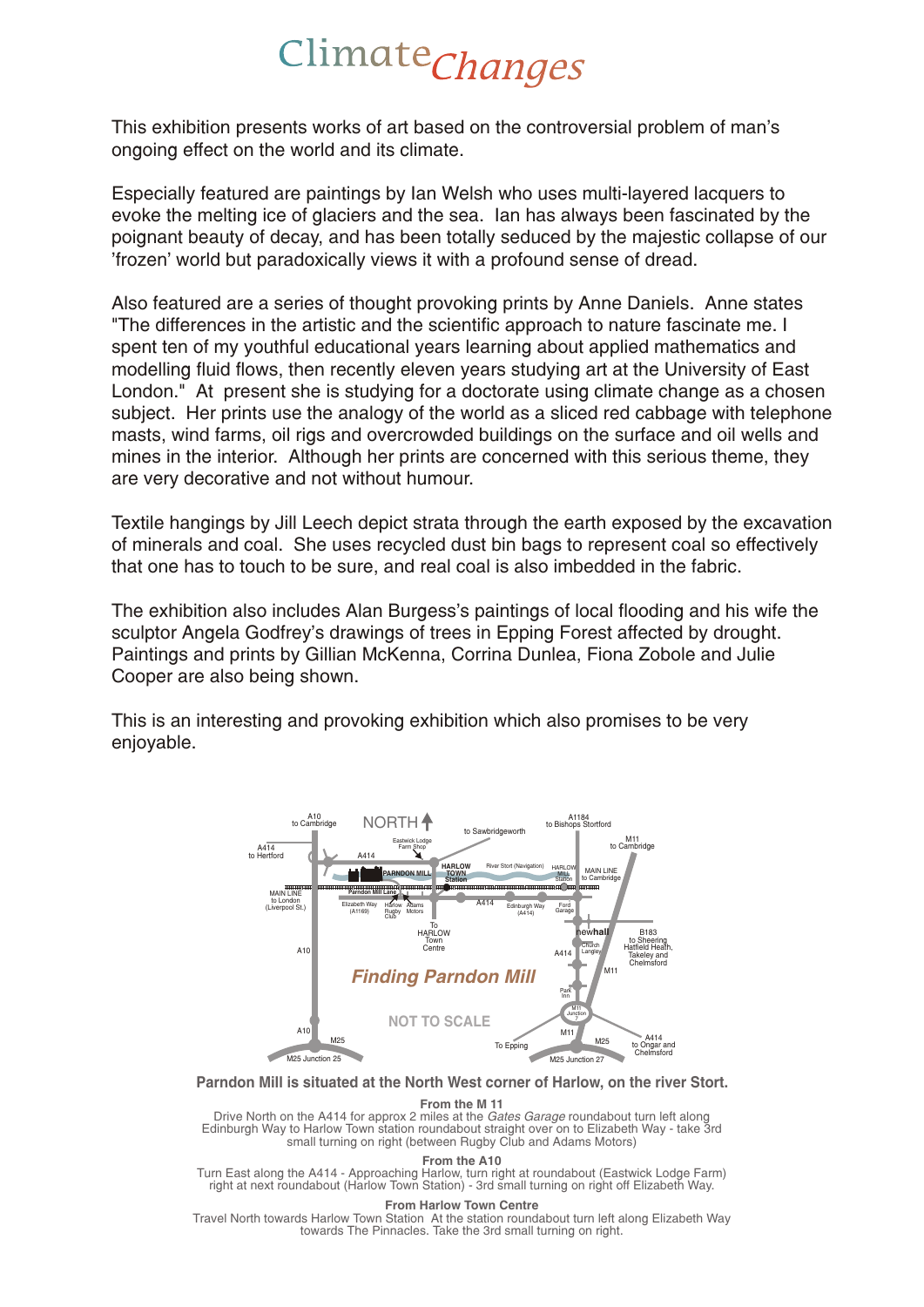# Climate*Changes*

This exhibition presents works of art based on the controversial problem of man's ongoing effect on the world and its climate.

Especially featured are paintings by Ian Welsh who uses multi-layered lacquers to evoke the melting ice of glaciers and the sea. Ian has always been fascinated by the poignant beauty of decay, and has been totally seduced by the majestic collapse of our 'frozen' world but paradoxically views it with a profound sense of dread.

Also featured are a series of thought provoking prints by Anne Daniels. Anne states "The differences in the artistic and the scientific approach to nature fascinate me. I spent ten of my youthful educational years learning about applied mathematics and modelling fluid flows, then recently eleven years studying art at the University of East London." At present she is studying for a doctorate using climate change as a chosen subject. Her prints use the analogy of the world as a sliced red cabbage with telephone masts, wind farms, oil rigs and overcrowded buildings on the surface and oil wells and mines in the interior. Although her prints are concerned with this serious theme, they are very decorative and not without humour.

Textile hangings by Jill Leech depict strata through the earth exposed by the excavation of minerals and coal. She uses recycled dust bin bags to represent coal so effectively that one has to touch to be sure, and real coal is also imbedded in the fabric.

The exhibition also includes Alan Burgess's paintings of local flooding and his wife the sculptor Angela Godfrey's drawings of trees in Epping Forest affected by drought. Paintings and prints by Gillian McKenna, Corrina Dunlea, Fiona Zobole and Julie Cooper are also being shown.

This is an interesting and provoking exhibition which also promises to be very enjoyable.

NORTH
A10 to Cambridge
A414 to Hertford
A414
Eastwick Lodge Farm Shop
to Sawbridgeworth
A1184 to Bishops Stortford
M11 to Cambridge
PARNDON MILL
HARLOW TOWN Station
River Stort (Navigation)
HARLOW MILL Station
MAIN LINE to Cambridge
MAIN LINE to London (Liverpool St.)
Parndon Mill Lane
Elizabeth Way (A1169)
Harlow Rugby Club
Adams Motors
A414
Edinburgh Way (A414)
Ford Garage
To HARLOW Town Centre
newhall
Church Langley
B183 to Sheering Hatfield Heath, Takeley and Chelmsford
A10
A414
M11
Finding Parndon Mill
Park Inn
NOT TO SCALE
M11 Junction 7
A10
M25
M25 Junction 25
To Epping
M11
M25
M25 Junction 27
A414 to Ongar and Chelmsford

**Parndon Mill is situated at the North West corner of Harlow, on the river Stort.**

**From the M 11**
Drive North on the A414 for approx 2 miles at the *Gates Garage* roundabout turn left along Edinburgh Way to Harlow Town station roundabout straight over on to Elizabeth Way - take 3rd small turning on right (between Rugby Club and Adams Motors)

**From the A10**
Turn East along the A414 - Approaching Harlow, turn right at roundabout (Eastwick Lodge Farm) right at next roundabout (Harlow Town Station) - 3rd small turning on right off Elizabeth Way.

**From Harlow Town Centre**
Travel North towards Harlow Town Station At the station roundabout turn left along Elizabeth Way towards The Pinnacles. Take the 3rd small turning on right.